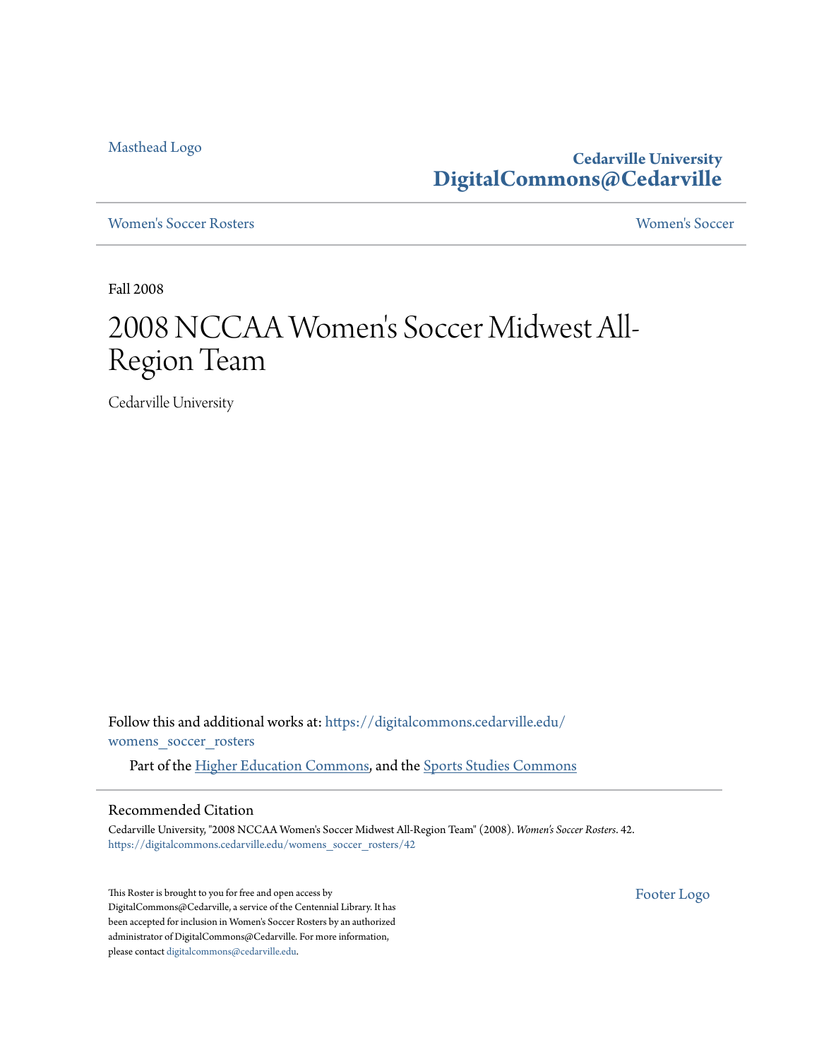Masthead Logo

Cedarville University
**DigitalCommons@Cedarville**

Women's Soccer Rosters | Women's Soccer

Fall 2008

# 2008 NCCAA Women's Soccer Midwest All-Region Team

Cedarville University

Follow this and additional works at: https://digitalcommons.cedarville.edu/womens_soccer_rosters

Part of the Higher Education Commons, and the Sports Studies Commons

## Recommended Citation

Cedarville University, "2008 NCCAA Women's Soccer Midwest All-Region Team" (2008). *Women's Soccer Rosters*. 42.
https://digitalcommons.cedarville.edu/womens_soccer_rosters/42

This Roster is brought to you for free and open access by DigitalCommons@Cedarville, a service of the Centennial Library. It has been accepted for inclusion in Women's Soccer Rosters by an authorized administrator of DigitalCommons@Cedarville. For more information, please contact digitalcommons@cedarville.edu.

Footer Logo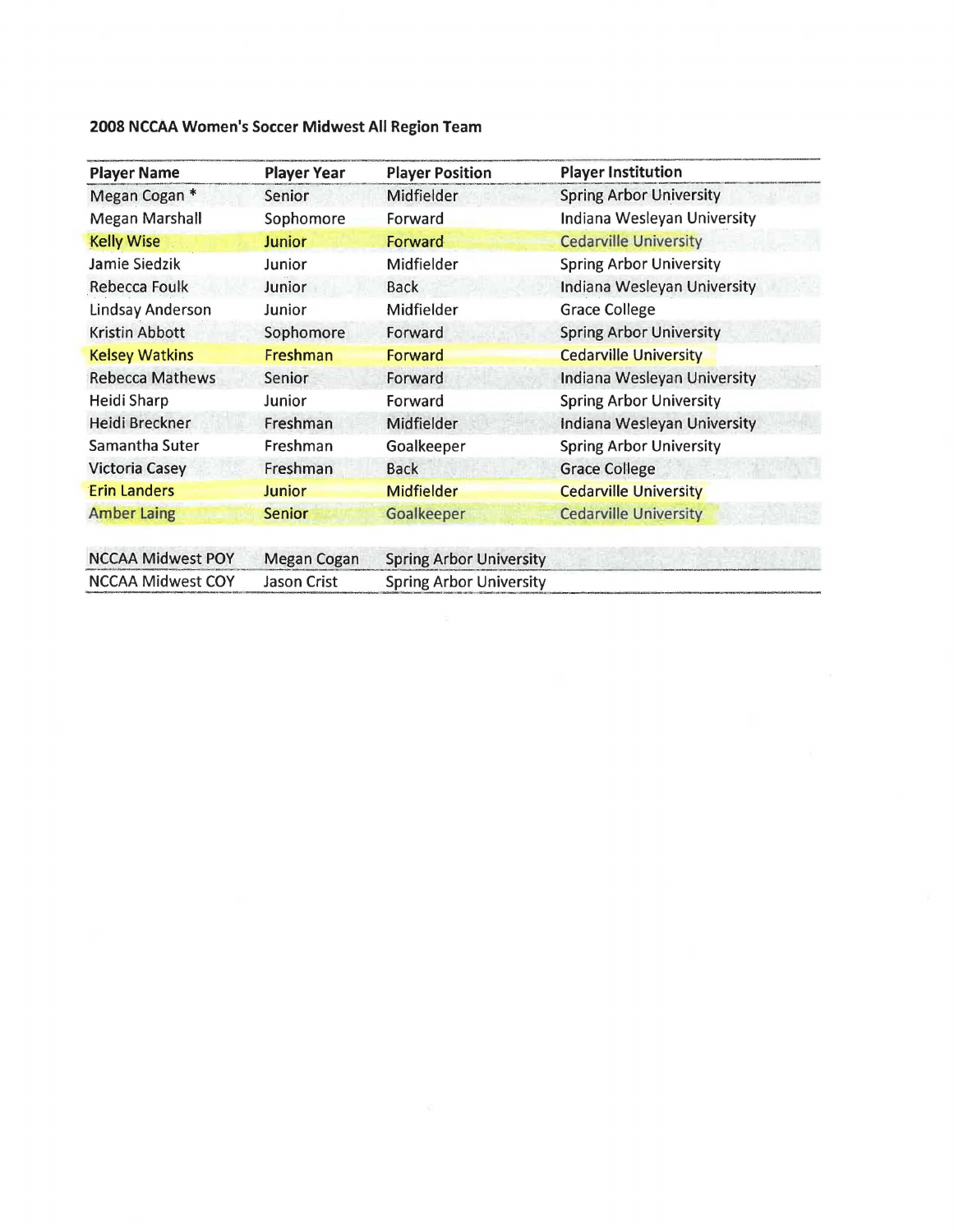**2008 NCCAA Women's Soccer Midwest All Region Team**

| Player Name | Player Year | Player Position | Player Institution |
|---|---|---|---|
| Megan Cogan * | Senior | Midfielder | Spring Arbor University |
| Megan Marshall | Sophomore | Forward | Indiana Wesleyan University |
| Kelly Wise | Junior | Forward | Cedarville University |
| Jamie Siedzik | Junior | Midfielder | Spring Arbor University |
| Rebecca Foulk | Junior | Back | Indiana Wesleyan University |
| Lindsay Anderson | Junior | Midfielder | Grace College |
| Kristin Abbott | Sophomore | Forward | Spring Arbor University |
| Kelsey Watkins | Freshman | Forward | Cedarville University |
| Rebecca Mathews | Senior | Forward | Indiana Wesleyan University |
| Heidi Sharp | Junior | Forward | Spring Arbor University |
| Heidi Breckner | Freshman | Midfielder | Indiana Wesleyan University |
| Samantha Suter | Freshman | Goalkeeper | Spring Arbor University |
| Victoria Casey | Freshman | Back | Grace College |
| Erin Landers | Junior | Midfielder | Cedarville University |
| Amber Laing | Senior | Goalkeeper | Cedarville University |

| | | |
|---|---|---|
| NCCAA Midwest POY | Megan Cogan | Spring Arbor University |
| NCCAA Midwest COY | Jason Crist | Spring Arbor University |